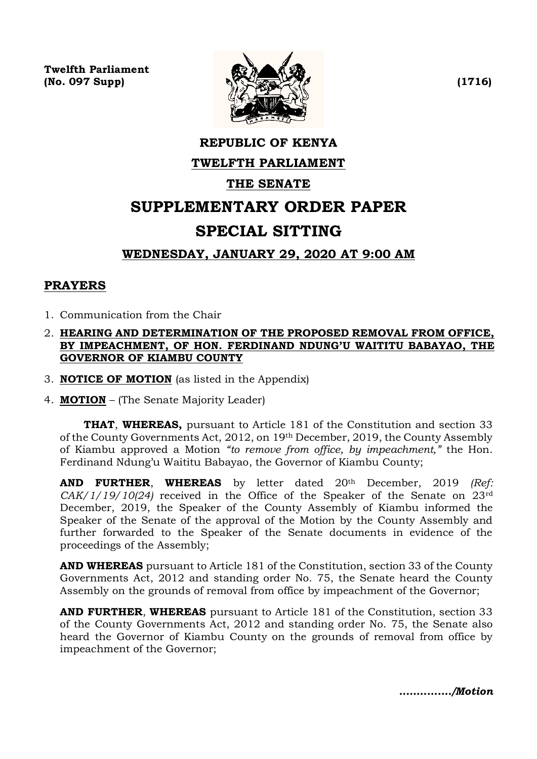Twelfth Parliament
**(No. 097 Supp)** **(1716)**

# REPUBLIC OF KENYA

## TWELFTH PARLIAMENT

## THE SENATE

# SUPPLEMENTARY ORDER PAPER

# SPECIAL SITTING

## WEDNESDAY, JANUARY 29, 2020 AT 9:00 AM

## PRAYERS

1. Communication from the Chair
2. **HEARING AND DETERMINATION OF THE PROPOSED REMOVAL FROM OFFICE, BY IMPEACHMENT, OF HON. FERDINAND NDUNG'U WAITITU BABAYAO, THE GOVERNOR OF KIAMBU COUNTY**
3. **NOTICE OF MOTION** (as listed in the Appendix)
4. **MOTION** – (The Senate Majority Leader)

**THAT**, **WHEREAS,** pursuant to Article 181 of the Constitution and section 33 of the County Governments Act, 2012, on 19th December, 2019, the County Assembly of Kiambu approved a Motion *"to remove from office, by impeachment,"* the Hon. Ferdinand Ndung'u Waititu Babayao, the Governor of Kiambu County;

**AND FURTHER**, **WHEREAS** by letter dated 20th December, 2019 *(Ref: CAK/1/19/10(24)* received in the Office of the Speaker of the Senate on 23rd December, 2019, the Speaker of the County Assembly of Kiambu informed the Speaker of the Senate of the approval of the Motion by the County Assembly and further forwarded to the Speaker of the Senate documents in evidence of the proceedings of the Assembly;

**AND WHEREAS** pursuant to Article 181 of the Constitution, section 33 of the County Governments Act, 2012 and standing order No. 75, the Senate heard the County Assembly on the grounds of removal from office by impeachment of the Governor;

**AND FURTHER**, **WHEREAS** pursuant to Article 181 of the Constitution, section 33 of the County Governments Act, 2012 and standing order No. 75, the Senate also heard the Governor of Kiambu County on the grounds of removal from office by impeachment of the Governor;

*............../Motion*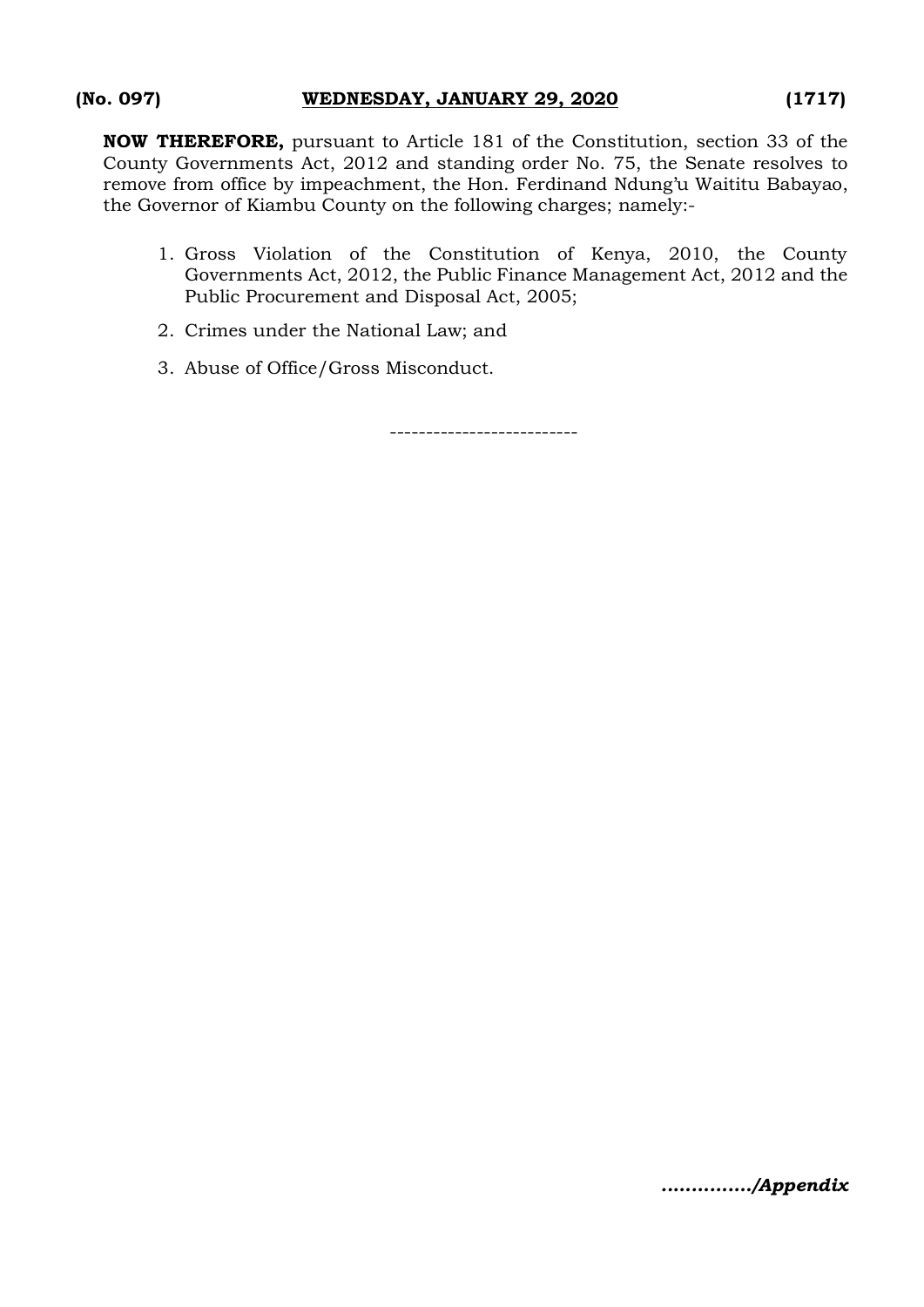**NOW THEREFORE,** pursuant to Article 181 of the Constitution, section 33 of the County Governments Act, 2012 and standing order No. 75, the Senate resolves to remove from office by impeachment, the Hon. Ferdinand Ndung'u Waititu Babayao, the Governor of Kiambu County on the following charges; namely:-

1. Gross Violation of the Constitution of Kenya, 2010, the County Governments Act, 2012, the Public Finance Management Act, 2012 and the Public Procurement and Disposal Act, 2005;
2. Crimes under the National Law; and
3. Abuse of Office/Gross Misconduct.

--------------------------

***............../Appendix***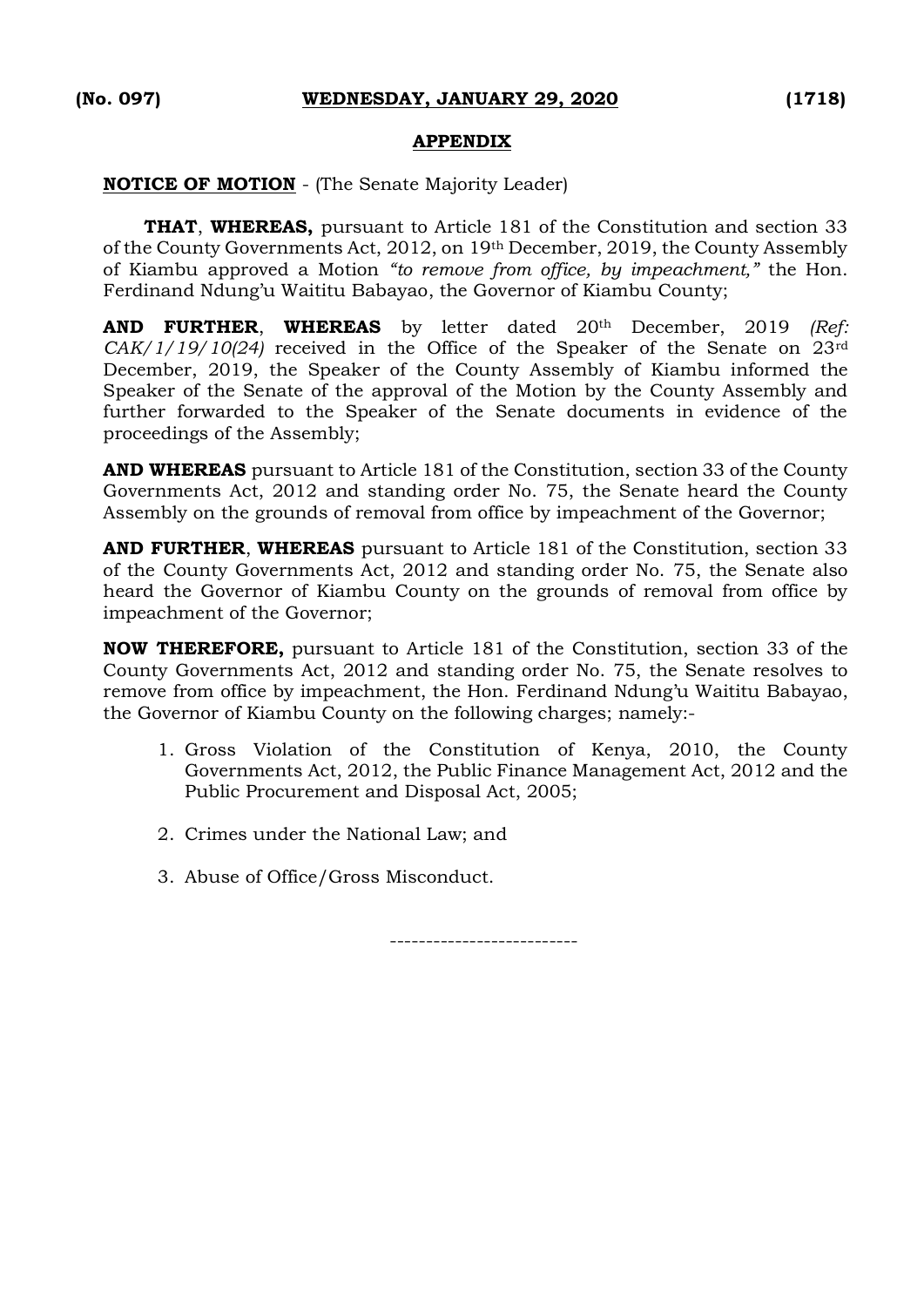## APPENDIX

**NOTICE OF MOTION** - (The Senate Majority Leader)

**THAT**, **WHEREAS,** pursuant to Article 181 of the Constitution and section 33 of the County Governments Act, 2012, on 19th December, 2019, the County Assembly of Kiambu approved a Motion *"to remove from office, by impeachment,"* the Hon. Ferdinand Ndung'u Waititu Babayao, the Governor of Kiambu County;

**AND FURTHER**, **WHEREAS** by letter dated 20th December, 2019 *(Ref: CAK/1/19/10(24)* received in the Office of the Speaker of the Senate on 23rd December, 2019, the Speaker of the County Assembly of Kiambu informed the Speaker of the Senate of the approval of the Motion by the County Assembly and further forwarded to the Speaker of the Senate documents in evidence of the proceedings of the Assembly;

**AND WHEREAS** pursuant to Article 181 of the Constitution, section 33 of the County Governments Act, 2012 and standing order No. 75, the Senate heard the County Assembly on the grounds of removal from office by impeachment of the Governor;

**AND FURTHER**, **WHEREAS** pursuant to Article 181 of the Constitution, section 33 of the County Governments Act, 2012 and standing order No. 75, the Senate also heard the Governor of Kiambu County on the grounds of removal from office by impeachment of the Governor;

**NOW THEREFORE,** pursuant to Article 181 of the Constitution, section 33 of the County Governments Act, 2012 and standing order No. 75, the Senate resolves to remove from office by impeachment, the Hon. Ferdinand Ndung'u Waititu Babayao, the Governor of Kiambu County on the following charges; namely:-

1. Gross Violation of the Constitution of Kenya, 2010, the County Governments Act, 2012, the Public Finance Management Act, 2012 and the Public Procurement and Disposal Act, 2005;
2. Crimes under the National Law; and
3. Abuse of Office/Gross Misconduct.

--------------------------